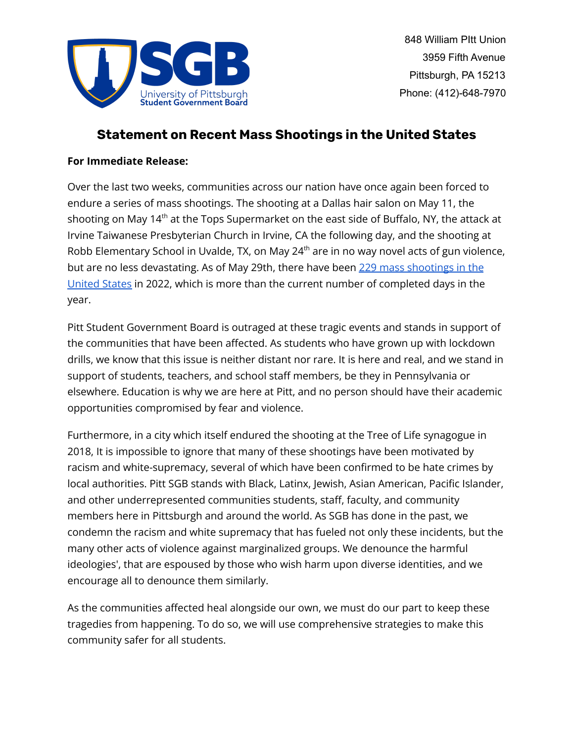SGB

University of Pittsburgh
Student Government Board

848 William PItt Union
3959 Fifth Avenue
Pittsburgh, PA 15213
Phone: (412)-648-7970

# Statement on Recent Mass Shootings in the United States

**For Immediate Release:**

Over the last two weeks, communities across our nation have once again been forced to endure a series of mass shootings. The shooting at a Dallas hair salon on May 11, the shooting on May 14th at the Tops Supermarket on the east side of Buffalo, NY, the attack at Irvine Taiwanese Presbyterian Church in Irvine, CA the following day, and the shooting at Robb Elementary School in Uvalde, TX, on May 24th are in no way novel acts of gun violence, but are no less devastating. As of May 29th, there have been [229 mass shootings in the United States]() in 2022, which is more than the current number of completed days in the year.

Pitt Student Government Board is outraged at these tragic events and stands in support of the communities that have been affected. As students who have grown up with lockdown drills, we know that this issue is neither distant nor rare. It is here and real, and we stand in support of students, teachers, and school staff members, be they in Pennsylvania or elsewhere. Education is why we are here at Pitt, and no person should have their academic opportunities compromised by fear and violence.

Furthermore, in a city which itself endured the shooting at the Tree of Life synagogue in 2018, It is impossible to ignore that many of these shootings have been motivated by racism and white-supremacy, several of which have been confirmed to be hate crimes by local authorities. Pitt SGB stands with Black, Latinx, Jewish, Asian American, Pacific Islander, and other underrepresented communities students, staff, faculty, and community members here in Pittsburgh and around the world. As SGB has done in the past, we condemn the racism and white supremacy that has fueled not only these incidents, but the many other acts of violence against marginalized groups. We denounce the harmful ideologies', that are espoused by those who wish harm upon diverse identities, and we encourage all to denounce them similarly.

As the communities affected heal alongside our own, we must do our part to keep these tragedies from happening. To do so, we will use comprehensive strategies to make this community safer for all students.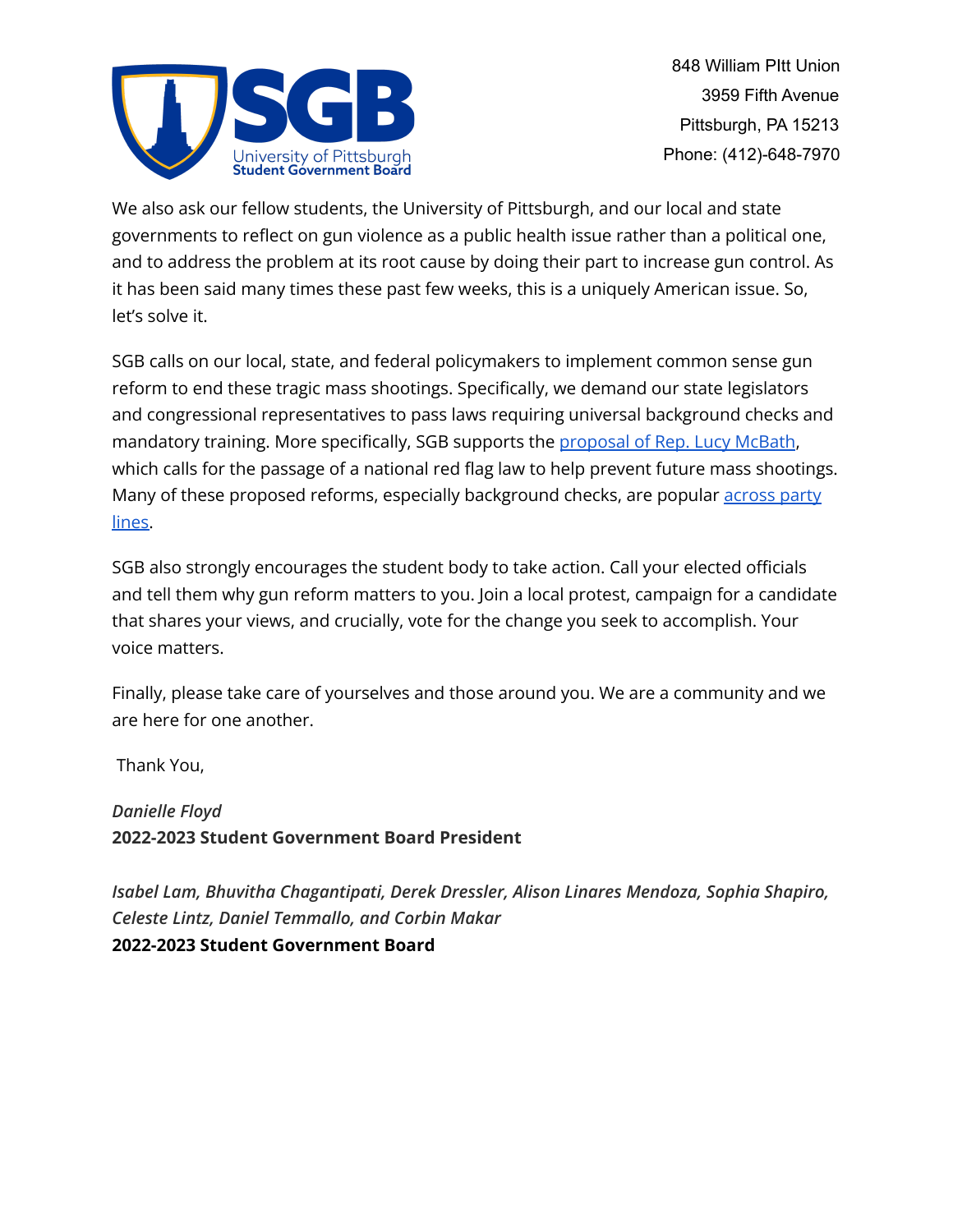848 William Pitt Union
3959 Fifth Avenue
Pittsburgh, PA 15213
Phone: (412)-648-7970

We also ask our fellow students, the University of Pittsburgh, and our local and state governments to reflect on gun violence as a public health issue rather than a political one, and to address the problem at its root cause by doing their part to increase gun control. As it has been said many times these past few weeks, this is a uniquely American issue. So, let's solve it.

SGB calls on our local, state, and federal policymakers to implement common sense gun reform to end these tragic mass shootings. Specifically, we demand our state legislators and congressional representatives to pass laws requiring universal background checks and mandatory training. More specifically, SGB supports the proposal of Rep. Lucy McBath, which calls for the passage of a national red flag law to help prevent future mass shootings. Many of these proposed reforms, especially background checks, are popular across party lines.

SGB also strongly encourages the student body to take action. Call your elected officials and tell them why gun reform matters to you. Join a local protest, campaign for a candidate that shares your views, and crucially, vote for the change you seek to accomplish. Your voice matters.

Finally, please take care of yourselves and those around you. We are a community and we are here for one another.

Thank You,

*Danielle Floyd*
**2022-2023 Student Government Board President**

*Isabel Lam, Bhuvitha Chagantipati, Derek Dressler, Alison Linares Mendoza, Sophia Shapiro, Celeste Lintz, Daniel Temmallo, and Corbin Makar*
**2022-2023 Student Government Board**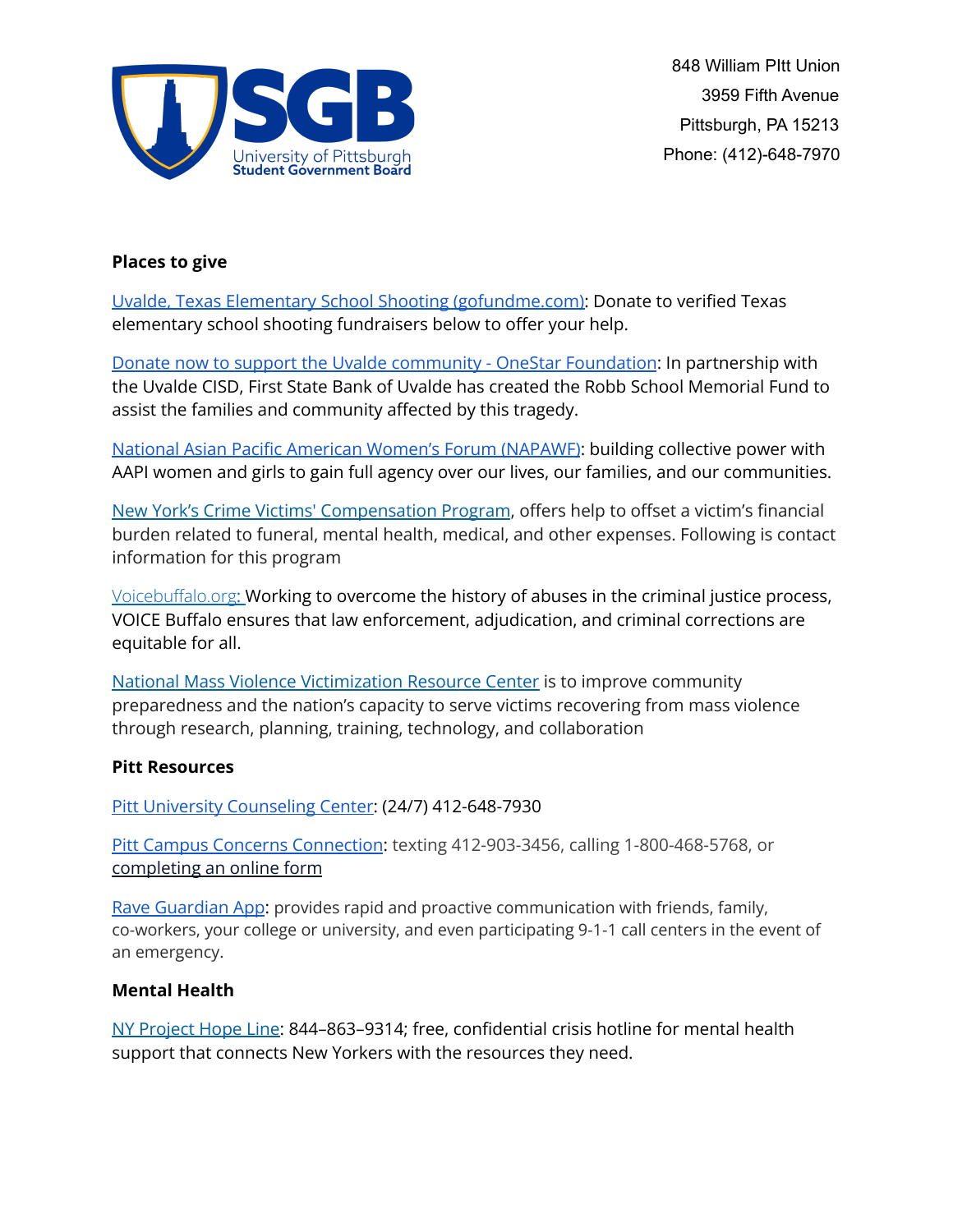848 William PItt Union
3959 Fifth Avenue
Pittsburgh, PA 15213
Phone: (412)-648-7970

**Places to give**

Uvalde, Texas Elementary School Shooting (gofundme.com): Donate to verified Texas elementary school shooting fundraisers below to offer your help.

Donate now to support the Uvalde community - OneStar Foundation: In partnership with the Uvalde CISD, First State Bank of Uvalde has created the Robb School Memorial Fund to assist the families and community affected by this tragedy.

National Asian Pacific American Women's Forum (NAPAWF): building collective power with AAPI women and girls to gain full agency over our lives, our families, and our communities.

New York's Crime Victims' Compensation Program, offers help to offset a victim's financial burden related to funeral, mental health, medical, and other expenses. Following is contact information for this program

Voicebuffalo.org: Working to overcome the history of abuses in the criminal justice process, VOICE Buffalo ensures that law enforcement, adjudication, and criminal corrections are equitable for all.

National Mass Violence Victimization Resource Center is to improve community preparedness and the nation's capacity to serve victims recovering from mass violence through research, planning, training, technology, and collaboration

**Pitt Resources**

Pitt University Counseling Center: (24/7) 412-648-7930

Pitt Campus Concerns Connection: texting 412-903-3456, calling 1-800-468-5768, or completing an online form

Rave Guardian App: provides rapid and proactive communication with friends, family, co-workers, your college or university, and even participating 9-1-1 call centers in the event of an emergency.

**Mental Health**

NY Project Hope Line: 844–863–9314; free, confidential crisis hotline for mental health support that connects New Yorkers with the resources they need.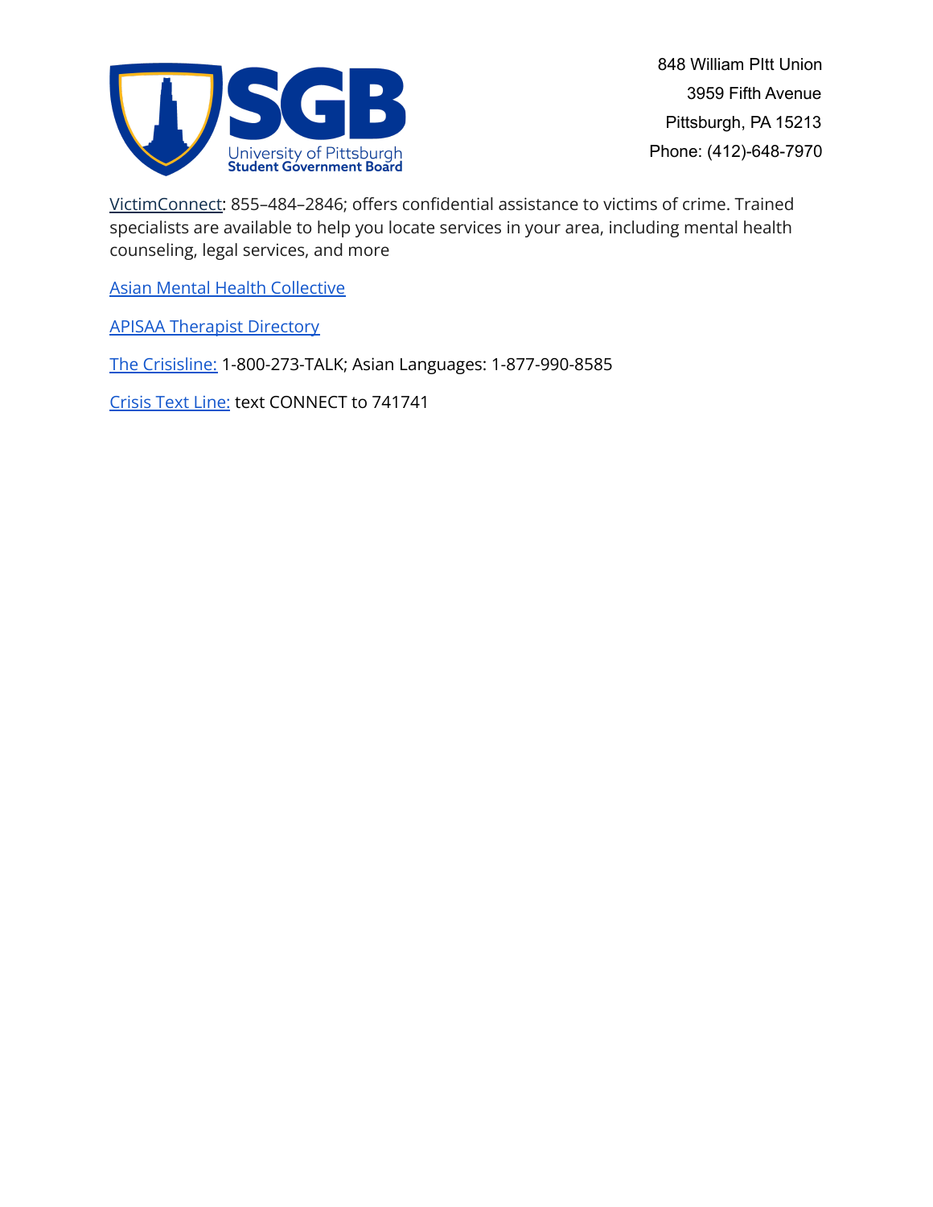848 William Pltt Union
3959 Fifth Avenue
Pittsburgh, PA 15213
Phone: (412)-648-7970

VictimConnect: 855–484–2846; offers confidential assistance to victims of crime. Trained specialists are available to help you locate services in your area, including mental health counseling, legal services, and more

Asian Mental Health Collective

APISAA Therapist Directory

The Crisisline: 1-800-273-TALK; Asian Languages: 1-877-990-8585

Crisis Text Line: text CONNECT to 741741